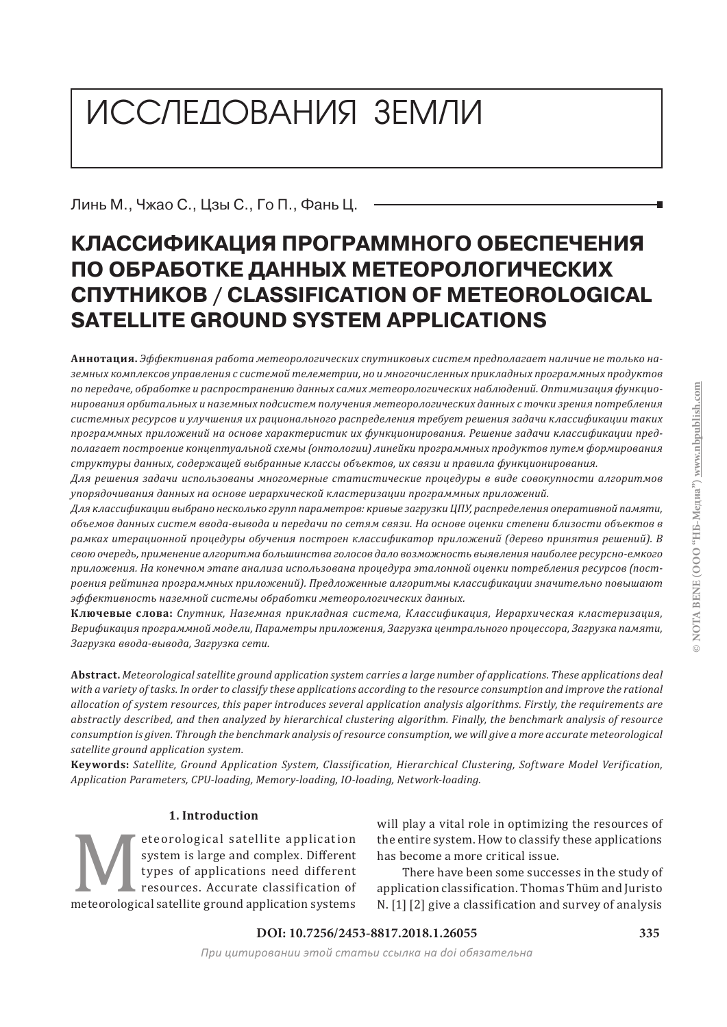# ИССЛЕДОВАНИЯ ЗЕМЛИ

Линь М., Чжао С., Цзы С., Го П., Фань Ц.

## КЛАССИФИКАЦИЯ ПРОГРАММНОГО ОБЕСПЕЧЕНИЯ ПО ОБРАБОТКЕ ДАННЫХ МЕТЕОРОЛОГИЧЕСКИХ СПУТНИКОВ / CLASSIFICATION OF METEOROLOGICAL SATELLITE GROUND SYSTEM APPLICATIONS

**Аннотация.** *Эффективная работа метеорологических спутниковых систем предполагает наличие не только наземных комплексов управления с системой телеметрии, но и многочисленных прикладных программных продуктов по передаче, обработке и распространению данных самих метеорологических наблюдений. Оптимизация функционирования орбитальных и наземных подсистем получения метеорологических данных с точки зрения потребления системных ресурсов и улучшения их рационального распределения требует решения задачи классификации таких программных приложений на основе характеристик их функционирования. Решение задачи классификации предполагает построение концептуальной схемы (онтологии) линейки программных продуктов путем формирования структуры данных, содержащей выбранные классы объектов, их связи и правила функционирования.*

*Для решения задачи использованы многомерные статистические процедуры в виде совокупности алгоритмов упорядочивания данных на основе иерархической кластеризации программных приложений.*

*Для классификации выбрано несколько групп параметров: кривые загрузки ЦПУ, распределения оперативной памяти, объемов данных систем ввода-вывода и передачи по сетям связи. На основе оценки степени близости объектов в рамках итерационной процедуры обучения построен классификатор приложений (дерево принятия решений). В свою очередь, применение алгоритма большинства голосов дало возможность выявления наиболее ресурсно-емкого приложения. На конечном этапе анализа использована процедура эталонной оценки потребления ресурсов (построения рейтинга программных приложений). Предложенные алгоритмы классификации значительно повышают эффективность наземной системы обработки метеорологических данных.*

**Ключевые слова:** *Спутник, Наземная прикладная система, Классификация, Иерархическая кластеризация, Верификация программной модели, Параметры приложения, Загрузка центрального процессора, Загрузка памяти, Загрузка ввода-вывода, Загрузка сети.*

**Abstract.** *Meteorological satellite ground application system carries a large number of applications. These applications deal with a variety of tasks. In order to classify these applications according to the resource consumption and improve the rational allocation of system resources, this paper introduces several application analysis algorithms. Firstly, the requirements are abstractly described, and then analyzed by hierarchical clustering algorithm. Finally, the benchmark analysis of resource consumption is given. Through the benchmark analysis of resource consumption, we will give a more accurate meteorological satellite ground application system.*

**Keywords:** *Satellite, Ground Application System, Classification, Hierarchical Clustering, Software Model Verification, Application Parameters, CPU-loading, Memory-loading, IO-loading, Network-loading.*

### 1. Introduction

Meteorological satellite application system is large and complex. Different types of applications need different resources. Accurate classification of meteorological satellite ground application systems will play a vital role in optimizing the resources of the entire system. How to classify these applications has become a more critical issue.

There have been some successes in the study of application classification. Thomas Thüm and Juristo N. [1] [2] give a classification and survey of analysis

DOI: 10.7256/2453-8817.2018.1.26055

При цитировании этой статьи ссылка на doi обязательна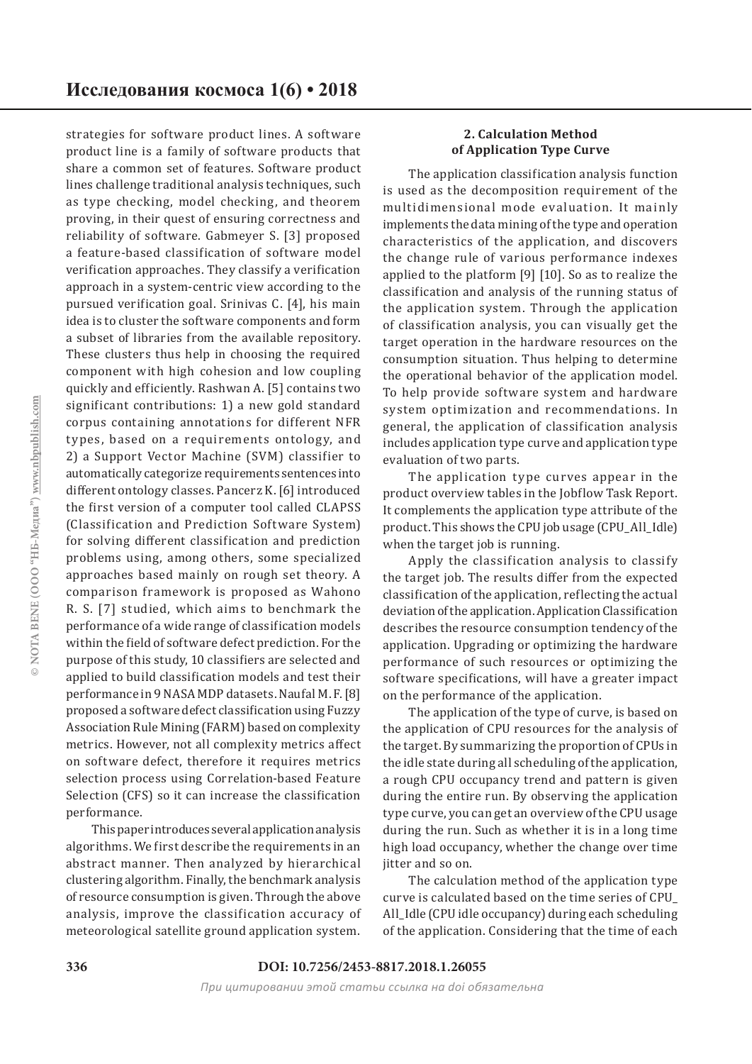strategies for software product lines. A software product line is a family of software products that share a common set of features. Software product lines challenge traditional analysis techniques, such as type checking, model checking, and theorem proving, in their quest of ensuring correctness and reliability of software. Gabmeyer S. [3] proposed a feature-based classification of software model verification approaches. They classify a verification approach in a system-centric view according to the pursued verification goal. Srinivas C. [4], his main idea is to cluster the software components and form a subset of libraries from the available repository. These clusters thus help in choosing the required component with high cohesion and low coupling quickly and efficiently. Rashwan A. [5] contains two significant contributions: 1) a new gold standard corpus containing annotations for different NFR types, based on a requirements ontology, and 2) a Support Vector Machine (SVM) classifier to automatically categorize requirements sentences into different ontology classes. Pancerz K. [6] introduced the first version of a computer tool called CLAPSS (Classification and Prediction Software System) for solving different classification and prediction problems using, among others, some specialized approaches based mainly on rough set theory. A comparison framework is proposed as Wahono R. S. [7] studied, which aims to benchmark the performance of a wide range of classification models within the field of software defect prediction. For the purpose of this study, 10 classifiers are selected and applied to build classification models and test their performance in 9 NASA MDP datasets. Naufal M. F. [8] proposed a software defect classification using Fuzzy Association Rule Mining (FARM) based on complexity metrics. However, not all complexity metrics affect on software defect, therefore it requires metrics selection process using Correlation-based Feature Selection (CFS) so it can increase the classification performance.

This paper introduces several application analysis algorithms. We first describe the requirements in an abstract manner. Then analyzed by hierarchical clustering algorithm. Finally, the benchmark analysis of resource consumption is given. Through the above analysis, improve the classification accuracy of meteorological satellite ground application system.

## 2. Calculation Method of Application Type Curve

The application classification analysis function is used as the decomposition requirement of the multidimensional mode evaluation. It mainly implements the data mining of the type and operation characteristics of the application, and discovers the change rule of various performance indexes applied to the platform [9] [10]. So as to realize the classification and analysis of the running status of the application system. Through the application of classification analysis, you can visually get the target operation in the hardware resources on the consumption situation. Thus helping to determine the operational behavior of the application model. To help provide software system and hardware system optimization and recommendations. In general, the application of classification analysis includes application type curve and application type evaluation of two parts.

The application type curves appear in the product overview tables in the Jobflow Task Report. It complements the application type attribute of the product. This shows the CPU job usage (CPU_All_Idle) when the target job is running.

Apply the classification analysis to classify the target job. The results differ from the expected classification of the application, reflecting the actual deviation of the application. Application Classification describes the resource consumption tendency of the application. Upgrading or optimizing the hardware performance of such resources or optimizing the software specifications, will have a greater impact on the performance of the application.

The application of the type of curve, is based on the application of CPU resources for the analysis of the target. By summarizing the proportion of CPUs in the idle state during all scheduling of the application, a rough CPU occupancy trend and pattern is given during the entire run. By observing the application type curve, you can get an overview of the CPU usage during the run. Such as whether it is in a long time high load occupancy, whether the change over time jitter and so on.

The calculation method of the application type curve is calculated based on the time series of CPU_All_Idle (CPU idle occupancy) during each scheduling of the application. Considering that the time of each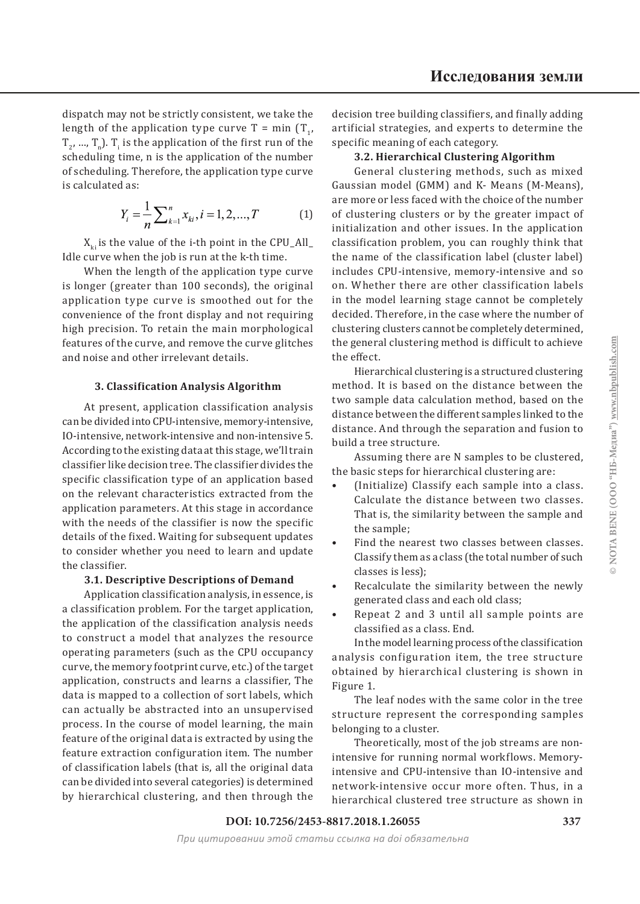dispatch may not be strictly consistent, we take the length of the application type curve $T = \min(T_1, T_2, \ldots, T_n)$. $T_i$ is the application of the first run of the scheduling time, n is the application of the number of scheduling. Therefore, the application type curve is calculated as:

$$Y_i = \frac{1}{n}\sum_{k=1}^{n} x_{ki}, i = 1, 2, \ldots, T \qquad (1)$$

$X_{ki}$ is the value of the i-th point in the CPU_All_Idle curve when the job is run at the k-th time.

When the length of the application type curve is longer (greater than 100 seconds), the original application type curve is smoothed out for the convenience of the front display and not requiring high precision. To retain the main morphological features of the curve, and remove the curve glitches and noise and other irrelevant details.

## 3. Classification Analysis Algorithm

At present, application classification analysis can be divided into CPU-intensive, memory-intensive, IO-intensive, network-intensive and non-intensive 5. According to the existing data at this stage, we'll train classifier like decision tree. The classifier divides the specific classification type of an application based on the relevant characteristics extracted from the application parameters. At this stage in accordance with the needs of the classifier is now the specific details of the fixed. Waiting for subsequent updates to consider whether you need to learn and update the classifier.

### 3.1. Descriptive Descriptions of Demand

Application classification analysis, in essence, is a classification problem. For the target application, the application of the classification analysis needs to construct a model that analyzes the resource operating parameters (such as the CPU occupancy curve, the memory footprint curve, etc.) of the target application, constructs and learns a classifier, The data is mapped to a collection of sort labels, which can actually be abstracted into an unsupervised process. In the course of model learning, the main feature of the original data is extracted by using the feature extraction configuration item. The number of classification labels (that is, all the original data can be divided into several categories) is determined by hierarchical clustering, and then through the decision tree building classifiers, and finally adding artificial strategies, and experts to determine the specific meaning of each category.

### 3.2. Hierarchical Clustering Algorithm

General clustering methods, such as mixed Gaussian model (GMM) and K- Means (M-Means), are more or less faced with the choice of the number of clustering clusters or by the greater impact of initialization and other issues. In the application classification problem, you can roughly think that the name of the classification label (cluster label) includes CPU-intensive, memory-intensive and so on. Whether there are other classification labels in the model learning stage cannot be completely decided. Therefore, in the case where the number of clustering clusters cannot be completely determined, the general clustering method is difficult to achieve the effect.

Hierarchical clustering is a structured clustering method. It is based on the distance between the two sample data calculation method, based on the distance between the different samples linked to the distance. And through the separation and fusion to build a tree structure.

Assuming there are N samples to be clustered, the basic steps for hierarchical clustering are:

- (Initialize) Classify each sample into a class. Calculate the distance between two classes. That is, the similarity between the sample and the sample;
- Find the nearest two classes between classes. Classify them as a class (the total number of such classes is less);
- Recalculate the similarity between the newly generated class and each old class;
- Repeat 2 and 3 until all sample points are classified as a class. End.

In the model learning process of the classification analysis configuration item, the tree structure obtained by hierarchical clustering is shown in Figure 1.

The leaf nodes with the same color in the tree structure represent the corresponding samples belonging to a cluster.

Theoretically, most of the job streams are non-intensive for running normal workflows. Memory-intensive and CPU-intensive than IO-intensive and network-intensive occur more often. Thus, in a hierarchical clustered tree structure as shown in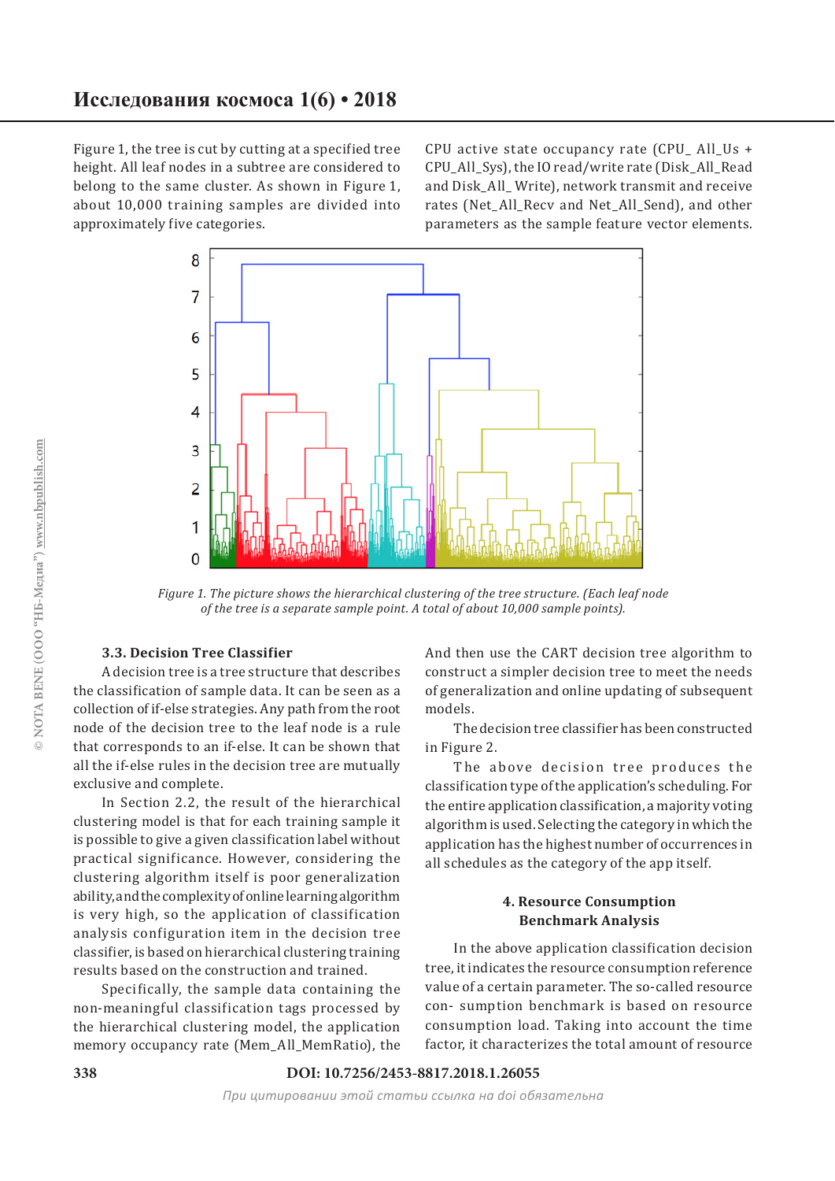Figure 1, the tree is cut by cutting at a specified tree height. All leaf nodes in a subtree are considered to belong to the same cluster. As shown in Figure 1, about 10,000 training samples are divided into approximately five categories.

*Figure 1. The picture shows the hierarchical clustering of the tree structure. (Each leaf node of the tree is a separate sample point. A total of about 10,000 sample points).*

### 3.3. Decision Tree Classifier

A decision tree is a tree structure that describes the classification of sample data. It can be seen as a collection of if-else strategies. Any path from the root node of the decision tree to the leaf node is a rule that corresponds to an if-else. It can be shown that all the if-else rules in the decision tree are mutually exclusive and complete.

In Section 2.2, the result of the hierarchical clustering model is that for each training sample it is possible to give a given classification label without practical significance. However, considering the clustering algorithm itself is poor generalization ability, and the complexity of online learning algorithm is very high, so the application of classification analysis configuration item in the decision tree classifier, is based on hierarchical clustering training results based on the construction and trained.

Specifically, the sample data containing the non-meaningful classification tags processed by the hierarchical clustering model, the application memory occupancy rate (Mem_All_MemRatio), the CPU active state occupancy rate (CPU_ All_Us + CPU_All_Sys), the IO read/write rate (Disk_All_Read and Disk_All_ Write), network transmit and receive rates (Net_All_Recv and Net_All_Send), and other parameters as the sample feature vector elements. And then use the CART decision tree algorithm to construct a simpler decision tree to meet the needs of generalization and online updating of subsequent models.

The decision tree classifier has been constructed in Figure 2.

The above decision tree produces the classification type of the application's scheduling. For the entire application classification, a majority voting algorithm is used. Selecting the category in which the application has the highest number of occurrences in all schedules as the category of the app itself.

## 4. Resource Consumption Benchmark Analysis

In the above application classification decision tree, it indicates the resource consumption reference value of a certain parameter. The so-called resource con- sumption benchmark is based on resource consumption load. Taking into account the time factor, it characterizes the total amount of resource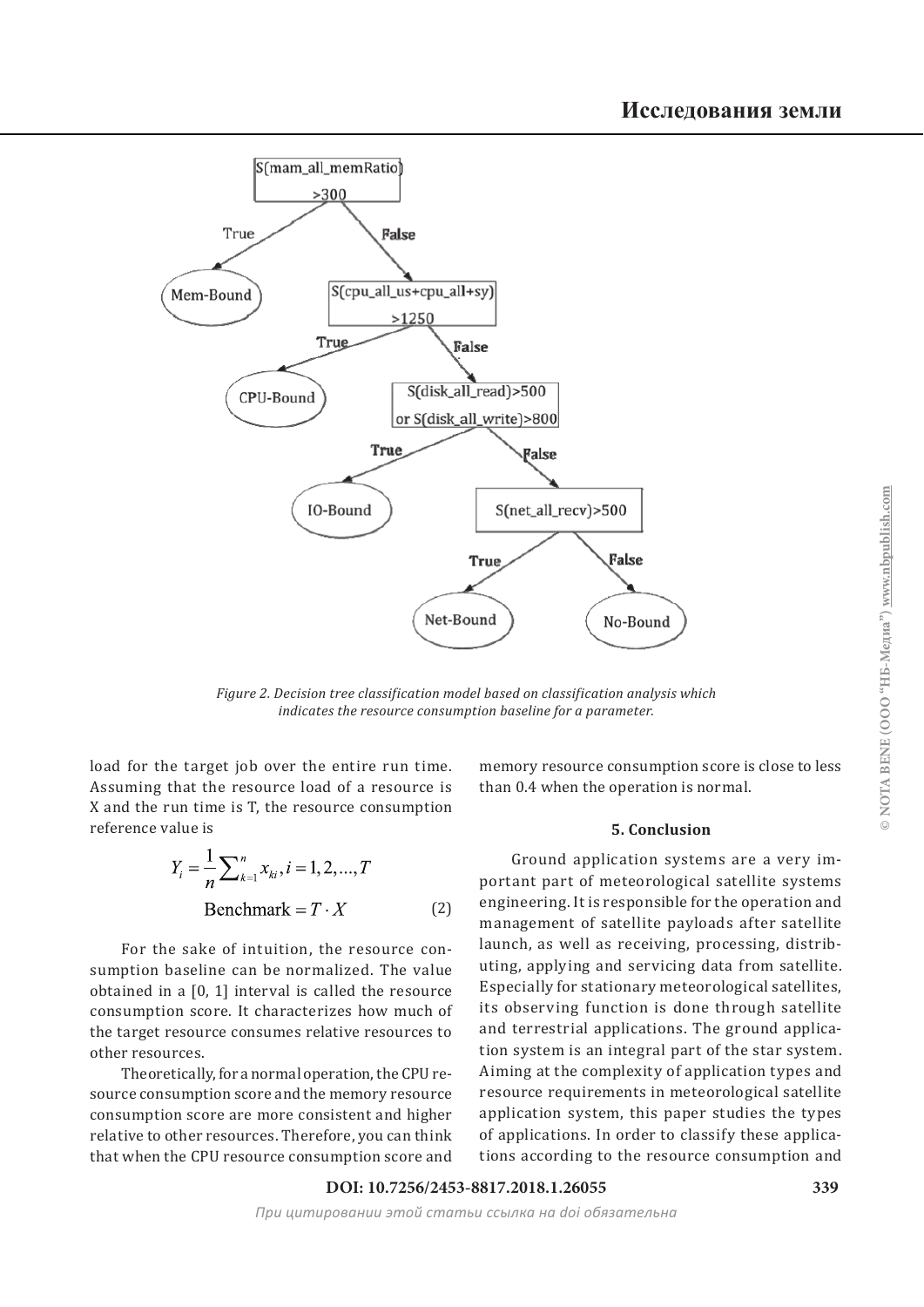S(mam_all_memRatio) >300

True → Mem-Bound

False → S(cpu_all_us+cpu_all+sy) >1250

True → CPU-Bound

False → S(disk_all_read)>500 or S(disk_all_write)>800

True → IO-Bound

False → S(net_all_recv)>500

True → Net-Bound

False → No-Bound

*Figure 2. Decision tree classification model based on classification analysis which indicates the resource consumption baseline for a parameter.*

load for the target job over the entire run time. Assuming that the resource load of a resource is X and the run time is T, the resource consumption reference value is

$$Y_i = \frac{1}{n}\sum_{k=1}^{n} x_{ki}, i = 1, 2, ..., T$$

$$\text{Benchmark} = T \cdot X \qquad (2)$$

For the sake of intuition, the resource consumption baseline can be normalized. The value obtained in a [0, 1] interval is called the resource consumption score. It characterizes how much of the target resource consumes relative resources to other resources.

Theoretically, for a normal operation, the CPU resource consumption score and the memory resource consumption score are more consistent and higher relative to other resources. Therefore, you can think that when the CPU resource consumption score and memory resource consumption score is close to less than 0.4 when the operation is normal.

### 5. Conclusion

Ground application systems are a very important part of meteorological satellite systems engineering. It is responsible for the operation and management of satellite payloads after satellite launch, as well as receiving, processing, distributing, applying and servicing data from satellite. Especially for stationary meteorological satellites, its observing function is done through satellite and terrestrial applications. The ground application system is an integral part of the star system. Aiming at the complexity of application types and resource requirements in meteorological satellite application system, this paper studies the types of applications. In order to classify these applications according to the resource consumption and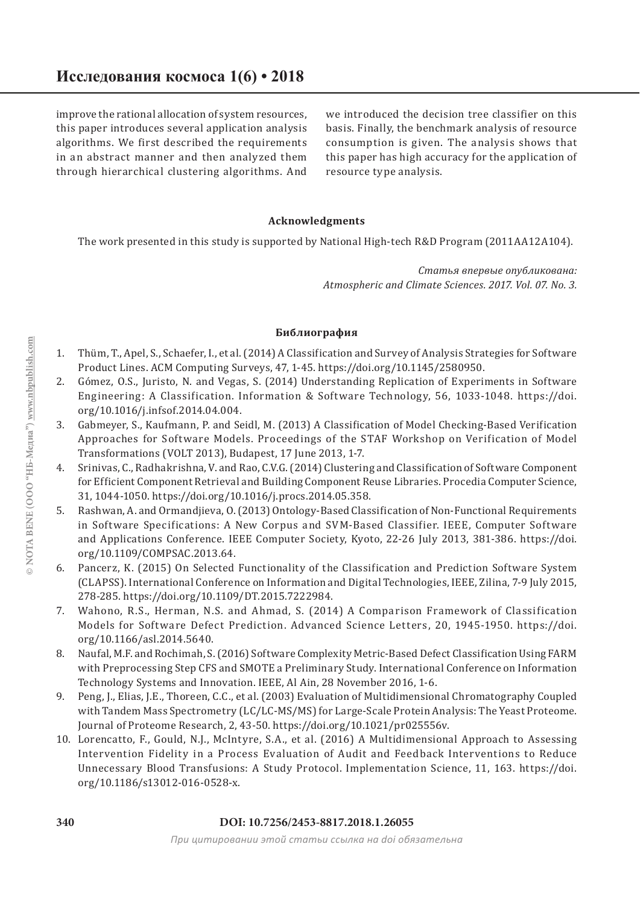improve the rational allocation of system resources, this paper introduces several application analysis algorithms. We first described the requirements in an abstract manner and then analyzed them through hierarchical clustering algorithms. And we introduced the decision tree classifier on this basis. Finally, the benchmark analysis of resource consumption is given. The analysis shows that this paper has high accuracy for the application of resource type analysis.

### Acknowledgments

The work presented in this study is supported by National High-tech R&D Program (2011AA12A104).

*Статья впервые опубликована:*
*Atmospheric and Climate Sciences. 2017. Vol. 07. No. 3.*

### Библиография

1. Thüm, T., Apel, S., Schaefer, I., et al. (2014) A Classification and Survey of Analysis Strategies for Software Product Lines. ACM Computing Surveys, 47, 1-45. https://doi.org/10.1145/2580950.
2. Gómez, O.S., Juristo, N. and Vegas, S. (2014) Understanding Replication of Experiments in Software Engineering: A Classification. Information & Software Technology, 56, 1033-1048. https://doi.org/10.1016/j.infsof.2014.04.004.
3. Gabmeyer, S., Kaufmann, P. and Seidl, M. (2013) A Classification of Model Checking-Based Verification Approaches for Software Models. Proceedings of the STAF Workshop on Verification of Model Transformations (VOLT 2013), Budapest, 17 June 2013, 1-7.
4. Srinivas, C., Radhakrishna, V. and Rao, C.V.G. (2014) Clustering and Classification of Software Component for Efficient Component Retrieval and Building Component Reuse Libraries. Procedia Computer Science, 31, 1044-1050. https://doi.org/10.1016/j.procs.2014.05.358.
5. Rashwan, A. and Ormandjieva, O. (2013) Ontology-Based Classification of Non-Functional Requirements in Software Specifications: A New Corpus and SVM-Based Classifier. IEEE, Computer Software and Applications Conference. IEEE Computer Society, Kyoto, 22-26 July 2013, 381-386. https://doi.org/10.1109/COMPSAC.2013.64.
6. Pancerz, K. (2015) On Selected Functionality of the Classification and Prediction Software System (CLAPSS). International Conference on Information and Digital Technologies, IEEE, Zilina, 7-9 July 2015, 278-285. https://doi.org/10.1109/DT.2015.7222984.
7. Wahono, R.S., Herman, N.S. and Ahmad, S. (2014) A Comparison Framework of Classification Models for Software Defect Prediction. Advanced Science Letters, 20, 1945-1950. https://doi.org/10.1166/asl.2014.5640.
8. Naufal, M.F. and Rochimah, S. (2016) Software Complexity Metric-Based Defect Classification Using FARM with Preprocessing Step CFS and SMOTE a Preliminary Study. International Conference on Information Technology Systems and Innovation. IEEE, Al Ain, 28 November 2016, 1-6.
9. Peng, J., Elias, J.E., Thoreen, C.C., et al. (2003) Evaluation of Multidimensional Chromatography Coupled with Tandem Mass Spectrometry (LC/LC-MS/MS) for Large-Scale Protein Analysis: The Yeast Proteome. Journal of Proteome Research, 2, 43-50. https://doi.org/10.1021/pr025556v.
10. Lorencatto, F., Gould, N.J., McIntyre, S.A., et al. (2016) A Multidimensional Approach to Assessing Intervention Fidelity in a Process Evaluation of Audit and Feedback Interventions to Reduce Unnecessary Blood Transfusions: A Study Protocol. Implementation Science, 11, 163. https://doi.org/10.1186/s13012-016-0528-x.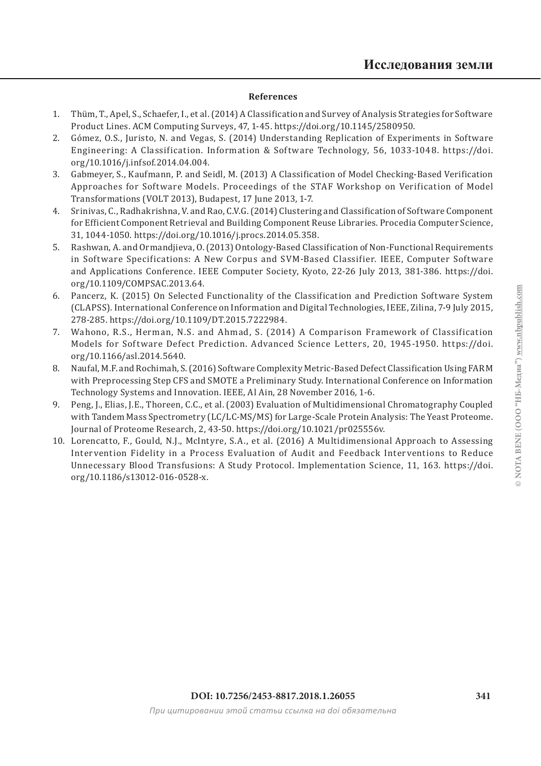**References**

1. Thüm, T., Apel, S., Schaefer, I., et al. (2014) A Classification and Survey of Analysis Strategies for Software Product Lines. ACM Computing Surveys, 47, 1-45. https://doi.org/10.1145/2580950.
2. Gómez, O.S., Juristo, N. and Vegas, S. (2014) Understanding Replication of Experiments in Software Engineering: A Classification. Information & Software Technology, 56, 1033-1048. https://doi.org/10.1016/j.infsof.2014.04.004.
3. Gabmeyer, S., Kaufmann, P. and Seidl, M. (2013) A Classification of Model Checking-Based Verification Approaches for Software Models. Proceedings of the STAF Workshop on Verification of Model Transformations (VOLT 2013), Budapest, 17 June 2013, 1-7.
4. Srinivas, C., Radhakrishna, V. and Rao, C.V.G. (2014) Clustering and Classification of Software Component for Efficient Component Retrieval and Building Component Reuse Libraries. Procedia Computer Science, 31, 1044-1050. https://doi.org/10.1016/j.procs.2014.05.358.
5. Rashwan, A. and Ormandjieva, O. (2013) Ontology-Based Classification of Non-Functional Requirements in Software Specifications: A New Corpus and SVM-Based Classifier. IEEE, Computer Software and Applications Conference. IEEE Computer Society, Kyoto, 22-26 July 2013, 381-386. https://doi.org/10.1109/COMPSAC.2013.64.
6. Pancerz, K. (2015) On Selected Functionality of the Classification and Prediction Software System (CLAPSS). International Conference on Information and Digital Technologies, IEEE, Zilina, 7-9 July 2015, 278-285. https://doi.org/10.1109/DT.2015.7222984.
7. Wahono, R.S., Herman, N.S. and Ahmad, S. (2014) A Comparison Framework of Classification Models for Software Defect Prediction. Advanced Science Letters, 20, 1945-1950. https://doi.org/10.1166/asl.2014.5640.
8. Naufal, M.F. and Rochimah, S. (2016) Software Complexity Metric-Based Defect Classification Using FARM with Preprocessing Step CFS and SMOTE a Preliminary Study. International Conference on Information Technology Systems and Innovation. IEEE, Al Ain, 28 November 2016, 1-6.
9. Peng, J., Elias, J.E., Thoreen, C.C., et al. (2003) Evaluation of Multidimensional Chromatography Coupled with Tandem Mass Spectrometry (LC/LC-MS/MS) for Large-Scale Protein Analysis: The Yeast Proteome. Journal of Proteome Research, 2, 43-50. https://doi.org/10.1021/pr025556v.
10. Lorencatto, F., Gould, N.J., McIntyre, S.A., et al. (2016) A Multidimensional Approach to Assessing Intervention Fidelity in a Process Evaluation of Audit and Feedback Interventions to Reduce Unnecessary Blood Transfusions: A Study Protocol. Implementation Science, 11, 163. https://doi.org/10.1186/s13012-016-0528-x.